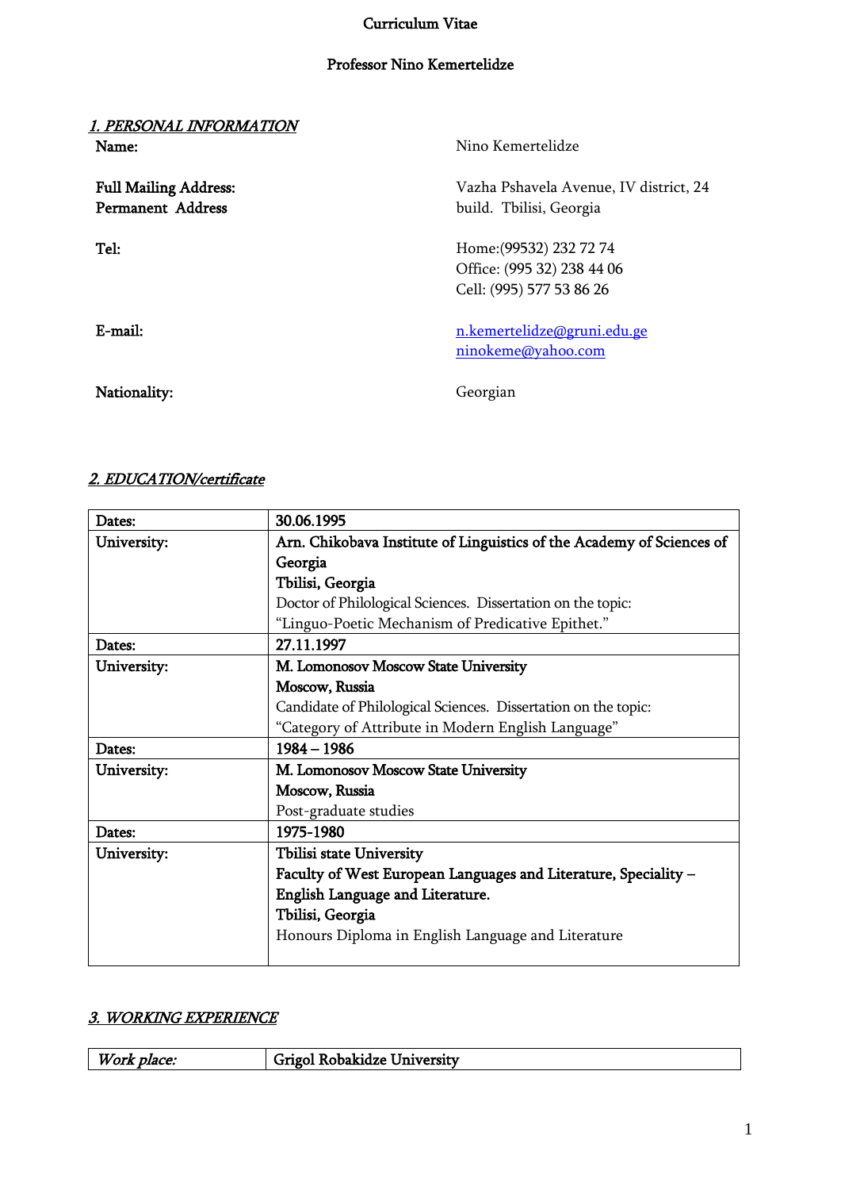# Curriculum Vitae

## Professor Nino Kemertelidze

### *1. PERSONAL INFORMATION*

| | |
|---|---|
| **Name:** | Nino Kemertelidze |
| **Full Mailing Address:** **Permanent Address** | Vazha Pshavela Avenue, IV district, 24 build. Tbilisi, Georgia |
| **Tel:** | Home:(99532) 232 72 74<br>Office: (995 32) 238 44 06<br>Cell: (995) 577 53 86 26 |
| **E-mail:** | n.kemertelidze@gruni.edu.ge<br>ninokeme@yahoo.com |
| **Nationality:** | Georgian |

### *2. EDUCATION/certificate*

| | |
|---|---|
| Dates: | **30.06.1995** |
| University: | **Arn. Chikobava Institute of Linguistics of the Academy of Sciences of Georgia**<br>**Tbilisi, Georgia**<br>Doctor of Philological Sciences. Dissertation on the topic: "Linguo-Poetic Mechanism of Predicative Epithet." |
| Dates: | **27.11.1997** |
| University: | **M. Lomonosov Moscow State University**<br>**Moscow, Russia**<br>Candidate of Philological Sciences. Dissertation on the topic: "Category of Attribute in Modern English Language" |
| Dates: | **1984 – 1986** |
| University: | **M. Lomonosov Moscow State University**<br>**Moscow, Russia**<br>Post-graduate studies |
| Dates: | **1975-1980** |
| University: | **Tbilisi state University**<br>**Faculty of West European Languages and Literature, Speciality – English Language and Literature.**<br>**Tbilisi, Georgia**<br>Honours Diploma in English Language and Literature |

### *3. WORKING EXPERIENCE*

| | |
|---|---|
| *Work place:* | **Grigol Robakidze University** |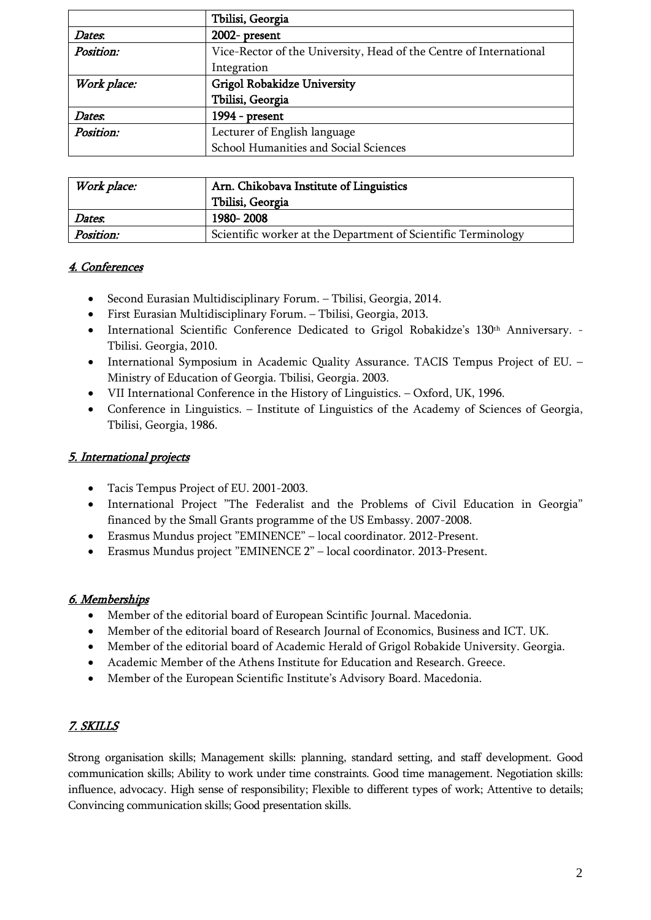| | Tbilisi, Georgia |
|---|---|
| *Dates.* | 2002- present |
| *Position:* | Vice-Rector of the University, Head of the Centre of International Integration |
| *Work place:* | Grigol Robakidze University<br>Tbilisi, Georgia |
| *Dates.* | 1994 - present |
| *Position:* | Lecturer of English language<br>School Humanities and Social Sciences |

| *Work place:* | Arn. Chikobava Institute of Linguistics<br>Tbilisi, Georgia |
|---|---|
| *Dates.* | 1980- 2008 |
| *Position:* | Scientific worker at the Department of Scientific Terminology |

## *4. Conferences*

- Second Eurasian Multidisciplinary Forum. – Tbilisi, Georgia, 2014.
- First Eurasian Multidisciplinary Forum. – Tbilisi, Georgia, 2013.
- International Scientific Conference Dedicated to Grigol Robakidze's 130th Anniversary. - Tbilisi. Georgia, 2010.
- International Symposium in Academic Quality Assurance. TACIS Tempus Project of EU. – Ministry of Education of Georgia. Tbilisi, Georgia. 2003.
- VII International Conference in the History of Linguistics. – Oxford, UK, 1996.
- Conference in Linguistics. – Institute of Linguistics of the Academy of Sciences of Georgia, Tbilisi, Georgia, 1986.

## *5. International projects*

- Tacis Tempus Project of EU. 2001-2003.
- International Project "The Federalist and the Problems of Civil Education in Georgia" financed by the Small Grants programme of the US Embassy. 2007-2008.
- Erasmus Mundus project "EMINENCE" – local coordinator. 2012-Present.
- Erasmus Mundus project "EMINENCE 2" – local coordinator. 2013-Present.

## *6. Memberships*

- Member of the editorial board of European Scintific Journal. Macedonia.
- Member of the editorial board of Research Journal of Economics, Business and ICT. UK.
- Member of the editorial board of Academic Herald of Grigol Robakide University. Georgia.
- Academic Member of the Athens Institute for Education and Research. Greece.
- Member of the European Scientific Institute's Advisory Board. Macedonia.

## *7. SKILLS*

Strong organisation skills; Management skills: planning, standard setting, and staff development. Good communication skills; Ability to work under time constraints. Good time management. Negotiation skills: influence, advocacy. High sense of responsibility; Flexible to different types of work; Attentive to details; Convincing communication skills; Good presentation skills.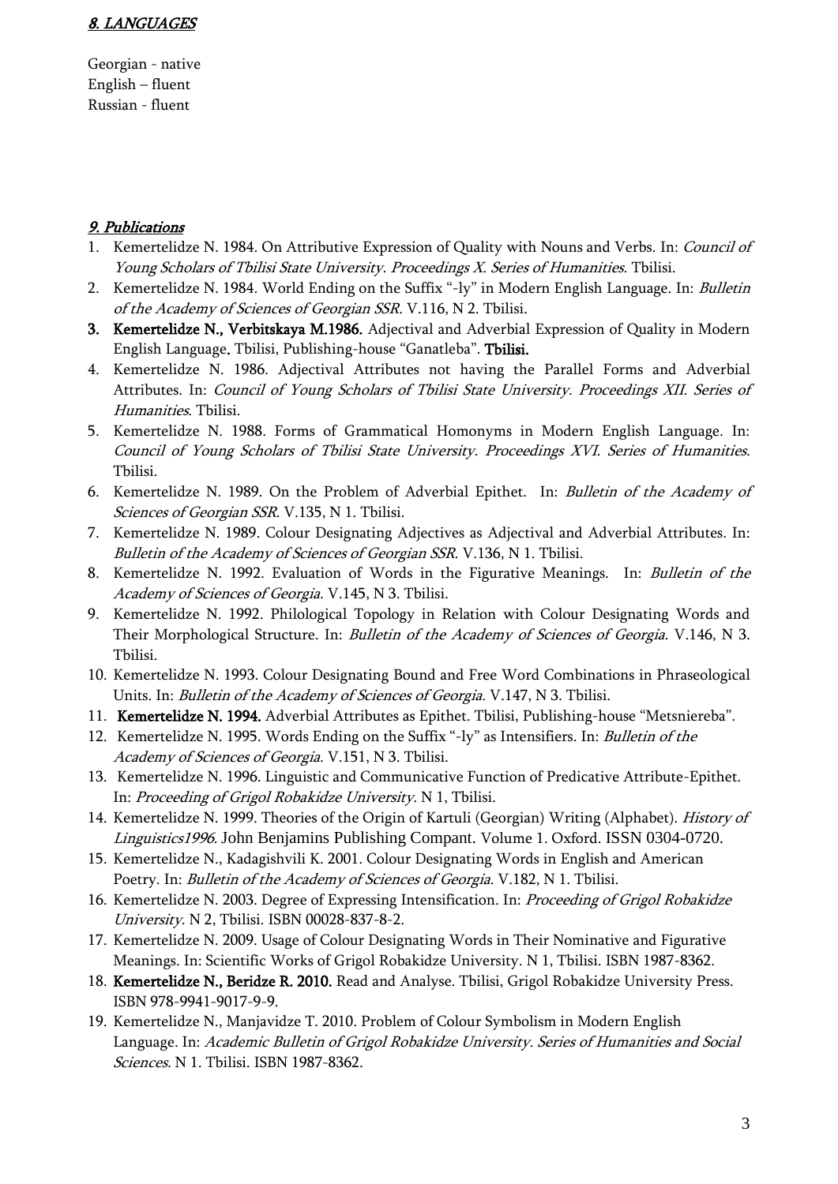## *8. LANGUAGES*

Georgian - native
English – fluent
Russian - fluent

## *9. Publications*

1. Kemertelidze N. 1984. On Attributive Expression of Quality with Nouns and Verbs. In: *Council of Young Scholars of Tbilisi State University. Proceedings X. Series of Humanities*. Tbilisi.
2. Kemertelidze N. 1984. World Ending on the Suffix "-ly" in Modern English Language. In: *Bulletin of the Academy of Sciences of Georgian SSR*. V.116, N 2. Tbilisi.
3. **Kemertelidze N., Verbitskaya M.1986.** Adjectival and Adverbial Expression of Quality in Modern English Language**.** Tbilisi, Publishing-house "Ganatleba". **Tbilisi.**
4. Kemertelidze N. 1986. Adjectival Attributes not having the Parallel Forms and Adverbial Attributes. In: *Council of Young Scholars of Tbilisi State University. Proceedings XII. Series of Humanities*. Tbilisi.
5. Kemertelidze N. 1988. Forms of Grammatical Homonyms in Modern English Language. In: *Council of Young Scholars of Tbilisi State University. Proceedings XVI. Series of Humanities*. Tbilisi.
6. Kemertelidze N. 1989. On the Problem of Adverbial Epithet. In: *Bulletin of the Academy of Sciences of Georgian SSR*. V.135, N 1. Tbilisi.
7. Kemertelidze N. 1989. Colour Designating Adjectives as Adjectival and Adverbial Attributes. In: *Bulletin of the Academy of Sciences of Georgian SSR*. V.136, N 1. Tbilisi.
8. Kemertelidze N. 1992. Evaluation of Words in the Figurative Meanings. In: *Bulletin of the Academy of Sciences of Georgia*. V.145, N 3. Tbilisi.
9. Kemertelidze N. 1992. Philological Topology in Relation with Colour Designating Words and Their Morphological Structure. In: *Bulletin of the Academy of Sciences of Georgia*. V.146, N 3. Tbilisi.
10. Kemertelidze N. 1993. Colour Designating Bound and Free Word Combinations in Phraseological Units. In: *Bulletin of the Academy of Sciences of Georgia*. V.147, N 3. Tbilisi.
11. **Kemertelidze N. 1994.** Adverbial Attributes as Epithet. Tbilisi, Publishing-house "Metsniereba".
12. Kemertelidze N. 1995. Words Ending on the Suffix "-ly" as Intensifiers. In: *Bulletin of the Academy of Sciences of Georgia*. V.151, N 3. Tbilisi.
13. Kemertelidze N. 1996. Linguistic and Communicative Function of Predicative Attribute-Epithet. In: *Proceeding of Grigol Robakidze University*. N 1, Tbilisi.
14. Kemertelidze N. 1999. Theories of the Origin of Kartuli (Georgian) Writing (Alphabet). *History of Linguistics1996.* John Benjamins Publishing Compant. Volume 1. Oxford. ISSN 0304-0720.
15. Kemertelidze N., Kadagishvili K. 2001. Colour Designating Words in English and American Poetry. In: *Bulletin of the Academy of Sciences of Georgia*. V.182, N 1. Tbilisi.
16. Kemertelidze N. 2003. Degree of Expressing Intensification. In: *Proceeding of Grigol Robakidze University*. N 2, Tbilisi. ISBN 00028-837-8-2.
17. Kemertelidze N. 2009. Usage of Colour Designating Words in Their Nominative and Figurative Meanings. In: Scientific Works of Grigol Robakidze University. N 1, Tbilisi. ISBN 1987-8362.
18. **Kemertelidze N., Beridze R. 2010.** Read and Analyse. Tbilisi, Grigol Robakidze University Press. ISBN 978-9941-9017-9-9.
19. Kemertelidze N., Manjavidze T. 2010. Problem of Colour Symbolism in Modern English Language. In: *Academic Bulletin of Grigol Robakidze University. Series of Humanities and Social Sciences.* N 1. Tbilisi. ISBN 1987-8362.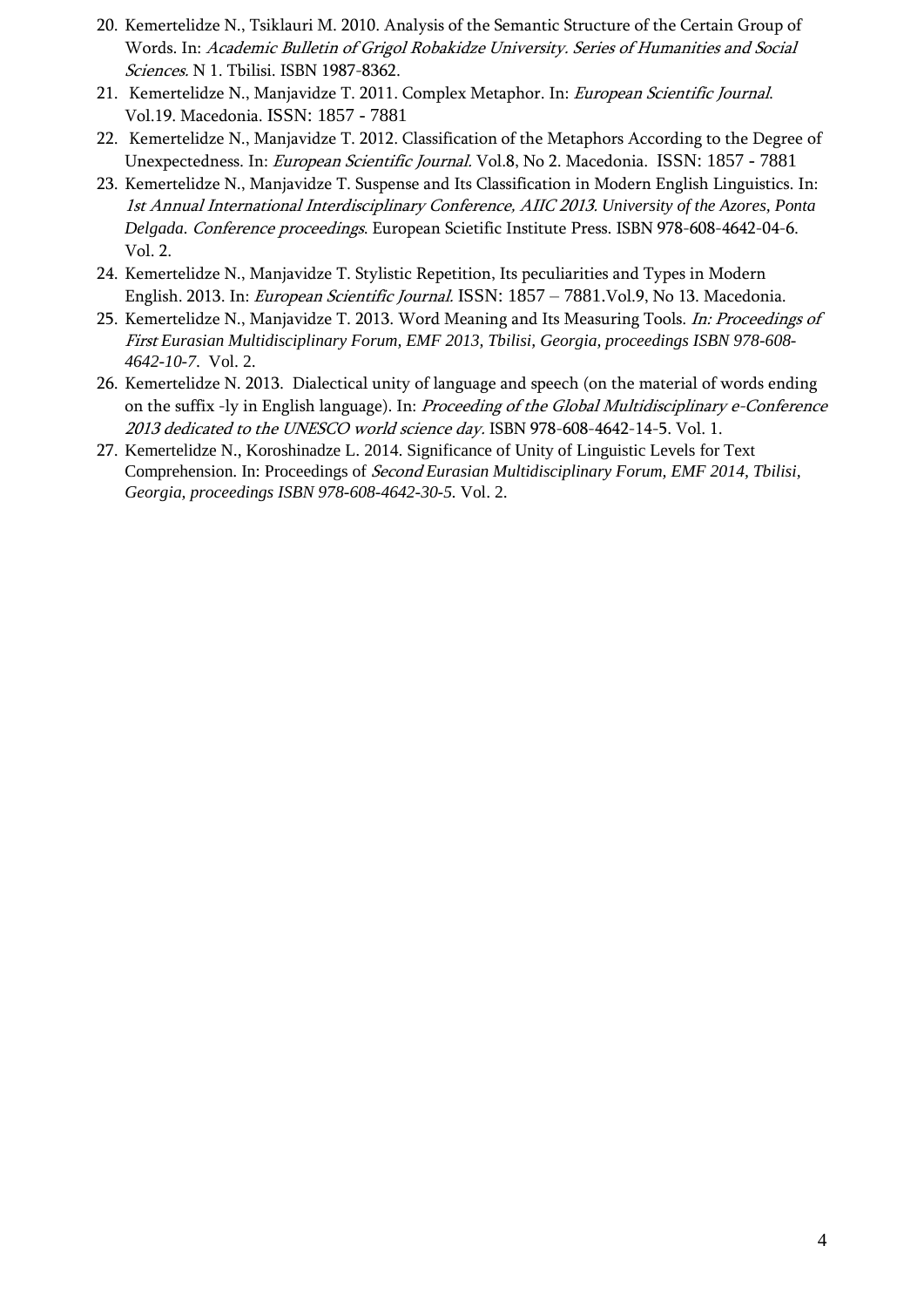20. Kemertelidze N., Tsiklauri M. 2010. Analysis of the Semantic Structure of the Certain Group of Words. In: *Academic Bulletin of Grigol Robakidze University. Series of Humanities and Social Sciences.* N 1. Tbilisi. ISBN 1987-8362.
21. Kemertelidze N., Manjavidze T. 2011. Complex Metaphor. In: *European Scientific Journal*. Vol.19. Macedonia. ISSN: 1857 - 7881
22. Kemertelidze N., Manjavidze T. 2012. Classification of the Metaphors According to the Degree of Unexpectedness. In: *European Scientific Journal.* Vol.8, No 2. Macedonia. ISSN: 1857 - 7881
23. Kemertelidze N., Manjavidze T. Suspense and Its Classification in Modern English Linguistics. In: *1st Annual International Interdisciplinary Conference, AIIC 2013. University of the Azores, Ponta Delgada. Conference proceedings*. European Scietific Institute Press. ISBN 978-608-4642-04-6. Vol. 2.
24. Kemertelidze N., Manjavidze T. Stylistic Repetition, Its peculiarities and Types in Modern English. 2013. In: *European Scientific Journal.* ISSN: 1857 – 7881.Vol.9, No 13. Macedonia.
25. Kemertelidze N., Manjavidze T. 2013. Word Meaning and Its Measuring Tools. *In: Proceedings of First Eurasian Multidisciplinary Forum, EMF 2013, Tbilisi, Georgia, proceedings ISBN 978-608-4642-10-7*. Vol. 2.
26. Kemertelidze N. 2013. Dialectical unity of language and speech (on the material of words ending on the suffix -ly in English language). In: *Proceeding of the Global Multidisciplinary e-Conference 2013 dedicated to the UNESCO world science day.* ISBN 978-608-4642-14-5. Vol. 1.
27. Kemertelidze N., Koroshinadze L. 2014. Significance of Unity of Linguistic Levels for Text Comprehension. In: Proceedings of *Second Eurasian Multidisciplinary Forum, EMF 2014, Tbilisi, Georgia, proceedings ISBN 978-608-4642-30-5.* Vol. 2.